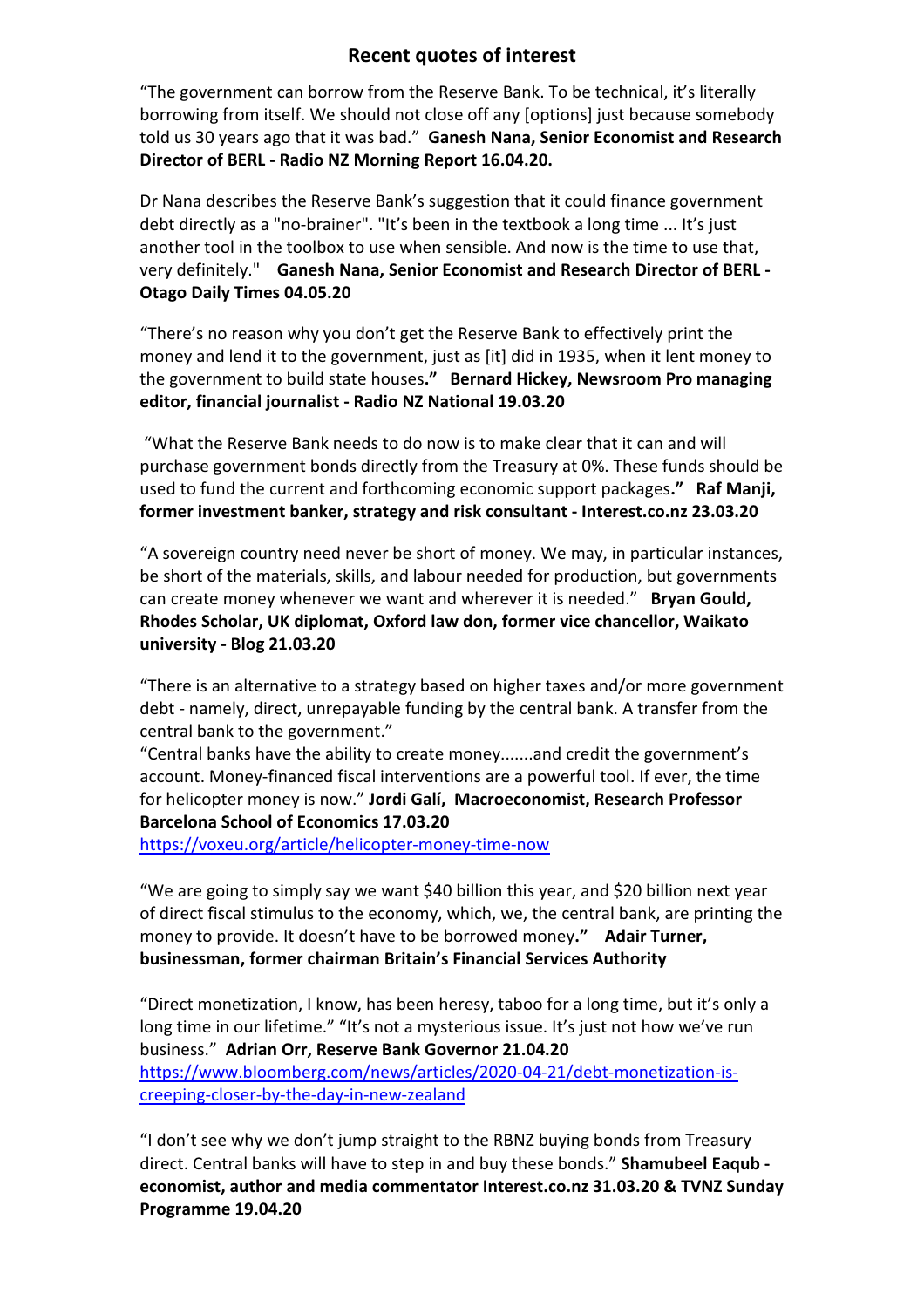## Recent quotes of interest

"The government can borrow from the Reserve Bank. To be technical, it's literally borrowing from itself. We should not close off any [options] just because somebody told us 30 years ago that it was bad." **Ganesh Nana, Senior Economist and Research Director of BERL - Radio NZ Morning Report 16.04.20.**

Dr Nana describes the Reserve Bank's suggestion that it could finance government debt directly as a "no-brainer". "It's been in the textbook a long time ... It's just another tool in the toolbox to use when sensible. And now is the time to use that, very definitely." **Ganesh Nana, Senior Economist and Research Director of BERL - Otago Daily Times 04.05.20**

"There's no reason why you don't get the Reserve Bank to effectively print the money and lend it to the government, just as [it] did in 1935, when it lent money to the government to build state houses**."** **Bernard Hickey, Newsroom Pro managing editor, financial journalist - Radio NZ National 19.03.20**

"What the Reserve Bank needs to do now is to make clear that it can and will purchase government bonds directly from the Treasury at 0%. These funds should be used to fund the current and forthcoming economic support packages**."** **Raf Manji, former investment banker, strategy and risk consultant - Interest.co.nz 23.03.20**

"A sovereign country need never be short of money. We may, in particular instances, be short of the materials, skills, and labour needed for production, but governments can create money whenever we want and wherever it is needed." **Bryan Gould, Rhodes Scholar, UK diplomat, Oxford law don, former vice chancellor, Waikato university - Blog 21.03.20**

"There is an alternative to a strategy based on higher taxes and/or more government debt - namely, direct, unrepayable funding by the central bank. A transfer from the central bank to the government."
"Central banks have the ability to create money.......and credit the government's account. Money-financed fiscal interventions are a powerful tool. If ever, the time for helicopter money is now." **Jordi Galí, Macroeconomist, Research Professor Barcelona School of Economics 17.03.20**
https://voxeu.org/article/helicopter-money-time-now

"We are going to simply say we want $40 billion this year, and $20 billion next year of direct fiscal stimulus to the economy, which, we, the central bank, are printing the money to provide. It doesn't have to be borrowed money**."** **Adair Turner, businessman, former chairman Britain's Financial Services Authority**

"Direct monetization, I know, has been heresy, taboo for a long time, but it's only a long time in our lifetime." "It's not a mysterious issue. It's just not how we've run business." **Adrian Orr, Reserve Bank Governor 21.04.20**
https://www.bloomberg.com/news/articles/2020-04-21/debt-monetization-is-creeping-closer-by-the-day-in-new-zealand

"I don't see why we don't jump straight to the RBNZ buying bonds from Treasury direct. Central banks will have to step in and buy these bonds." **Shamubeel Eaqub - economist, author and media commentator Interest.co.nz 31.03.20 & TVNZ Sunday Programme 19.04.20**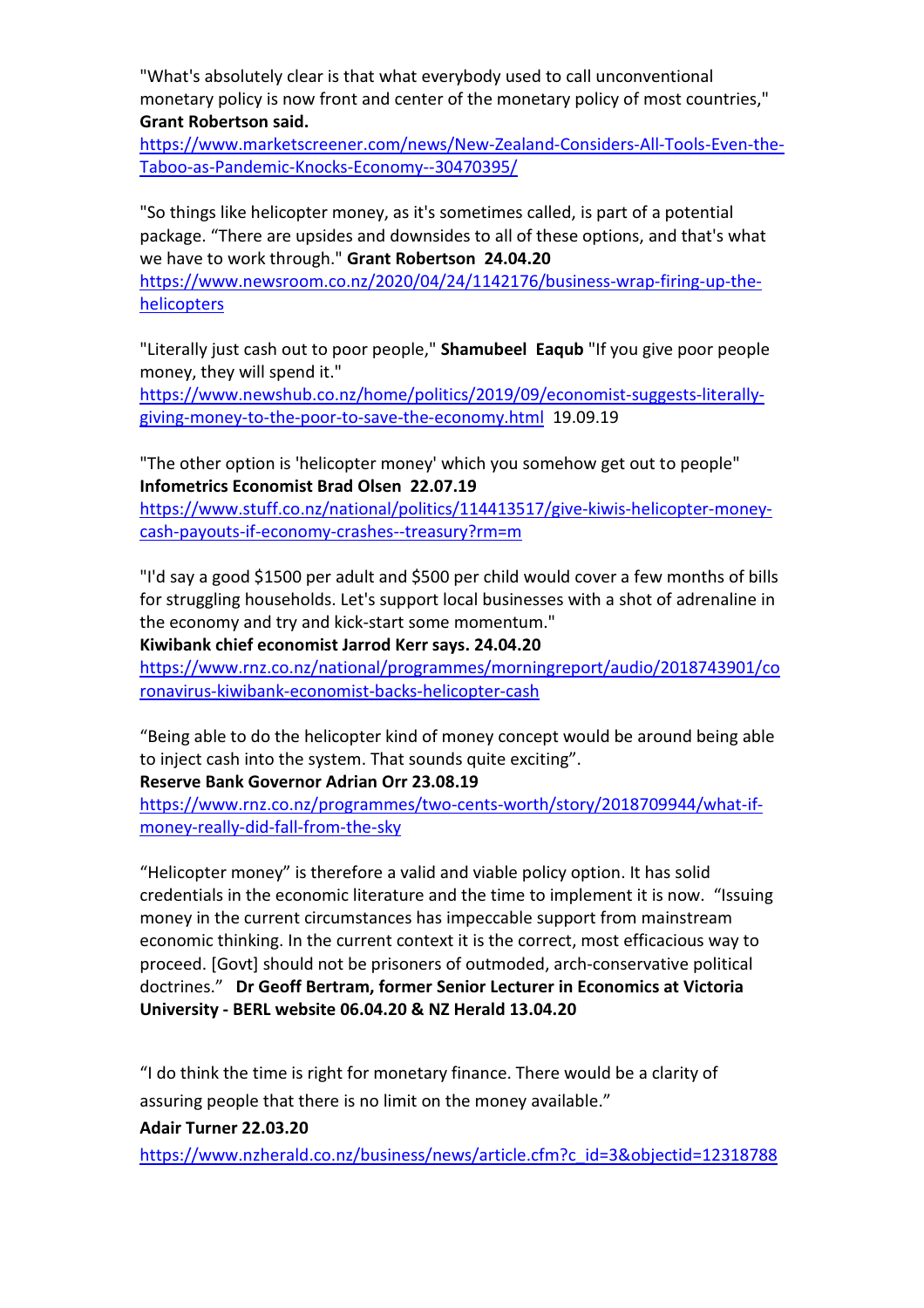"What's absolutely clear is that what everybody used to call unconventional monetary policy is now front and center of the monetary policy of most countries," **Grant Robertson said.**
https://www.marketscreener.com/news/New-Zealand-Considers-All-Tools-Even-the-Taboo-as-Pandemic-Knocks-Economy--30470395/

"So things like helicopter money, as it's sometimes called, is part of a potential package. "There are upsides and downsides to all of these options, and that's what we have to work through." **Grant Robertson 24.04.20**
https://www.newsroom.co.nz/2020/04/24/1142176/business-wrap-firing-up-the-helicopters

"Literally just cash out to poor people," **Shamubeel Eaqub** "If you give poor people money, they will spend it."
https://www.newshub.co.nz/home/politics/2019/09/economist-suggests-literally-giving-money-to-the-poor-to-save-the-economy.html 19.09.19

"The other option is 'helicopter money' which you somehow get out to people" **Infometrics Economist Brad Olsen 22.07.19**
https://www.stuff.co.nz/national/politics/114413517/give-kiwis-helicopter-money-cash-payouts-if-economy-crashes--treasury?rm=m

"I'd say a good $1500 per adult and $500 per child would cover a few months of bills for struggling households. Let's support local businesses with a shot of adrenaline in the economy and try and kick-start some momentum."
**Kiwibank chief economist Jarrod Kerr says. 24.04.20**
https://www.rnz.co.nz/national/programmes/morningreport/audio/2018743901/coronavirus-kiwibank-economist-backs-helicopter-cash

"Being able to do the helicopter kind of money concept would be around being able to inject cash into the system. That sounds quite exciting".
**Reserve Bank Governor Adrian Orr 23.08.19**
https://www.rnz.co.nz/programmes/two-cents-worth/story/2018709944/what-if-money-really-did-fall-from-the-sky

"Helicopter money" is therefore a valid and viable policy option. It has solid credentials in the economic literature and the time to implement it is now. "Issuing money in the current circumstances has impeccable support from mainstream economic thinking. In the current context it is the correct, most efficacious way to proceed. [Govt] should not be prisoners of outmoded, arch-conservative political doctrines." **Dr Geoff Bertram, former Senior Lecturer in Economics at Victoria University - BERL website 06.04.20 & NZ Herald 13.04.20**

"I do think the time is right for monetary finance. There would be a clarity of assuring people that there is no limit on the money available."

**Adair Turner 22.03.20**

https://www.nzherald.co.nz/business/news/article.cfm?c_id=3&objectid=12318788